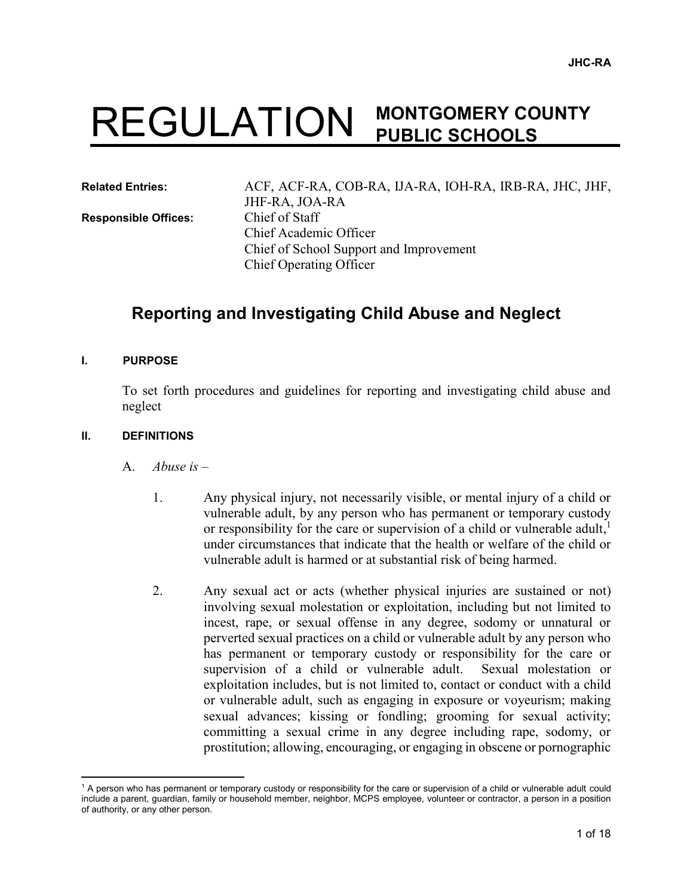# REGULATION MONTGOMERY COUNTY PUBLIC SCHOOLS

**Related Entries:** ACF, ACF-RA, COB-RA, IJA-RA, IOH-RA, IRB-RA, JHC, JHF, JHF-RA, JOA-RA

**Responsible Offices:** Chief of Staff
Chief Academic Officer
Chief of School Support and Improvement
Chief Operating Officer

## Reporting and Investigating Child Abuse and Neglect

### I. PURPOSE

To set forth procedures and guidelines for reporting and investigating child abuse and neglect

### II. DEFINITIONS

A. *Abuse is –*

1. Any physical injury, not necessarily visible, or mental injury of a child or vulnerable adult, by any person who has permanent or temporary custody or responsibility for the care or supervision of a child or vulnerable adult,[1] under circumstances that indicate that the health or welfare of the child or vulnerable adult is harmed or at substantial risk of being harmed.

2. Any sexual act or acts (whether physical injuries are sustained or not) involving sexual molestation or exploitation, including but not limited to incest, rape, or sexual offense in any degree, sodomy or unnatural or perverted sexual practices on a child or vulnerable adult by any person who has permanent or temporary custody or responsibility for the care or supervision of a child or vulnerable adult. Sexual molestation or exploitation includes, but is not limited to, contact or conduct with a child or vulnerable adult, such as engaging in exposure or voyeurism; making sexual advances; kissing or fondling; grooming for sexual activity; committing a sexual crime in any degree including rape, sodomy, or prostitution; allowing, encouraging, or engaging in obscene or pornographic

---

[1] A person who has permanent or temporary custody or responsibility for the care or supervision of a child or vulnerable adult could include a parent, guardian, family or household member, neighbor, MCPS employee, volunteer or contractor, a person in a position of authority, or any other person.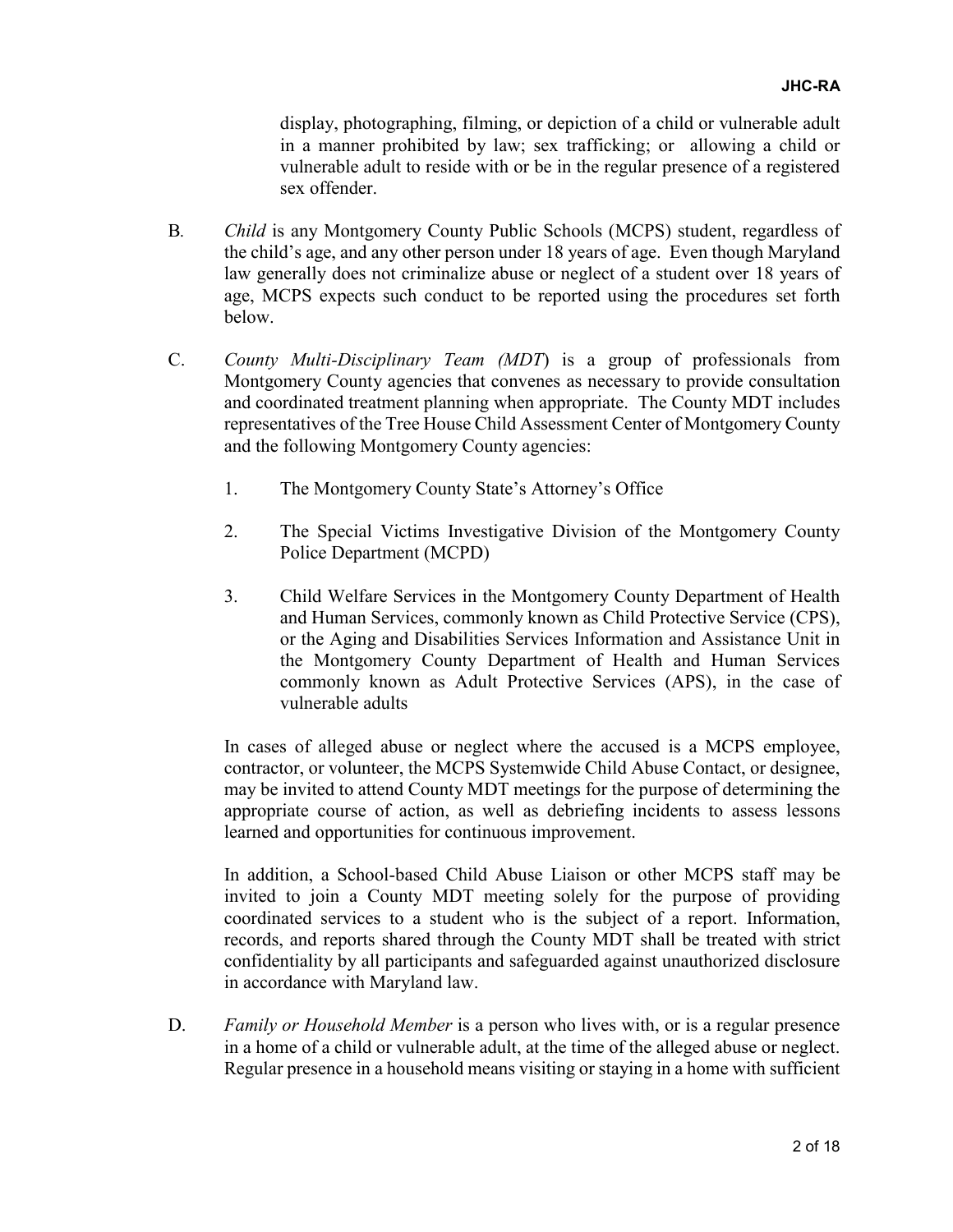display, photographing, filming, or depiction of a child or vulnerable adult in a manner prohibited by law; sex trafficking; or allowing a child or vulnerable adult to reside with or be in the regular presence of a registered sex offender.

B. *Child* is any Montgomery County Public Schools (MCPS) student, regardless of the child's age, and any other person under 18 years of age. Even though Maryland law generally does not criminalize abuse or neglect of a student over 18 years of age, MCPS expects such conduct to be reported using the procedures set forth below.

C. *County Multi-Disciplinary Team (MDT*) is a group of professionals from Montgomery County agencies that convenes as necessary to provide consultation and coordinated treatment planning when appropriate. The County MDT includes representatives of the Tree House Child Assessment Center of Montgomery County and the following Montgomery County agencies:

1. The Montgomery County State's Attorney's Office

2. The Special Victims Investigative Division of the Montgomery County Police Department (MCPD)

3. Child Welfare Services in the Montgomery County Department of Health and Human Services, commonly known as Child Protective Service (CPS), or the Aging and Disabilities Services Information and Assistance Unit in the Montgomery County Department of Health and Human Services commonly known as Adult Protective Services (APS), in the case of vulnerable adults

In cases of alleged abuse or neglect where the accused is a MCPS employee, contractor, or volunteer, the MCPS Systemwide Child Abuse Contact, or designee, may be invited to attend County MDT meetings for the purpose of determining the appropriate course of action, as well as debriefing incidents to assess lessons learned and opportunities for continuous improvement.

In addition, a School-based Child Abuse Liaison or other MCPS staff may be invited to join a County MDT meeting solely for the purpose of providing coordinated services to a student who is the subject of a report. Information, records, and reports shared through the County MDT shall be treated with strict confidentiality by all participants and safeguarded against unauthorized disclosure in accordance with Maryland law.

D. *Family or Household Member* is a person who lives with, or is a regular presence in a home of a child or vulnerable adult, at the time of the alleged abuse or neglect. Regular presence in a household means visiting or staying in a home with sufficient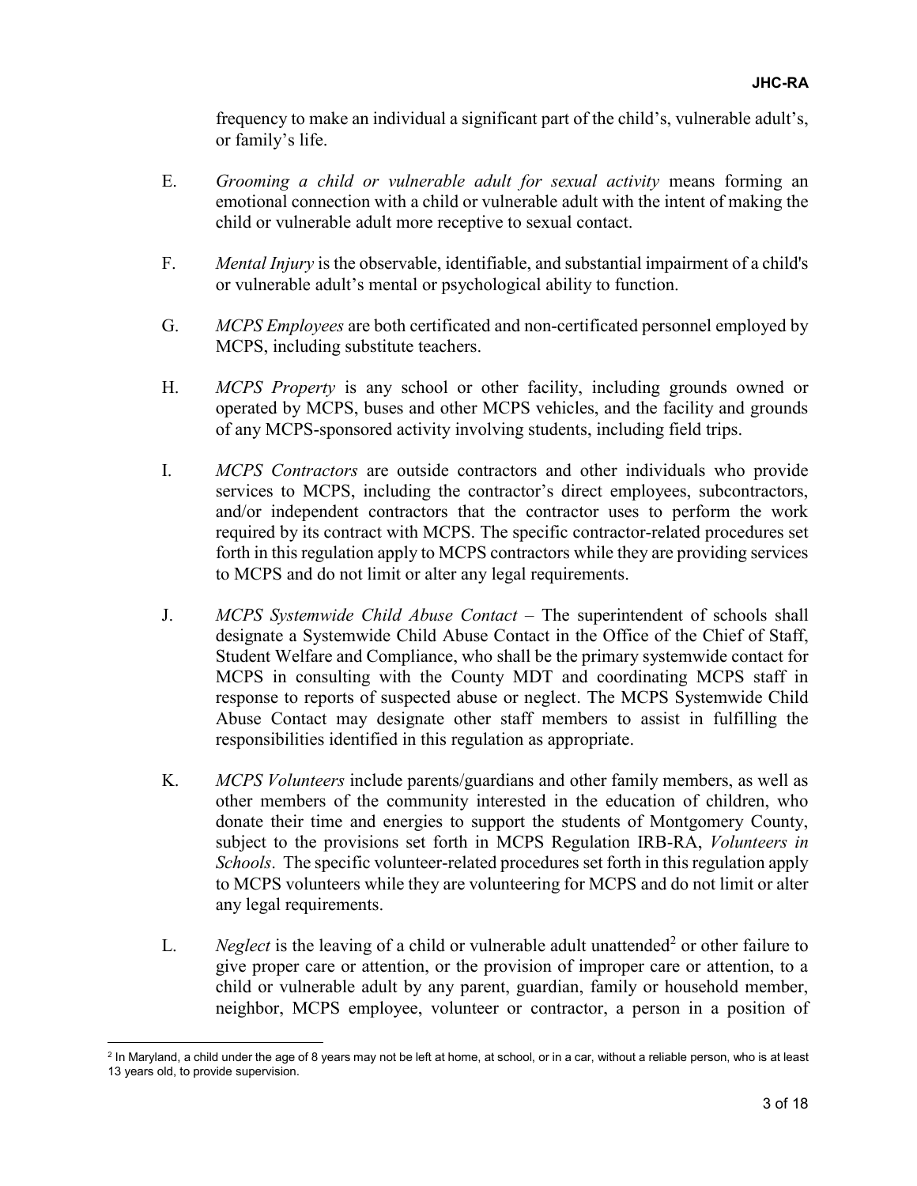frequency to make an individual a significant part of the child's, vulnerable adult's, or family's life.

E. *Grooming a child or vulnerable adult for sexual activity* means forming an emotional connection with a child or vulnerable adult with the intent of making the child or vulnerable adult more receptive to sexual contact.

F. *Mental Injury* is the observable, identifiable, and substantial impairment of a child's or vulnerable adult's mental or psychological ability to function.

G. *MCPS Employees* are both certificated and non-certificated personnel employed by MCPS, including substitute teachers.

H. *MCPS Property* is any school or other facility, including grounds owned or operated by MCPS, buses and other MCPS vehicles, and the facility and grounds of any MCPS-sponsored activity involving students, including field trips.

I. *MCPS Contractors* are outside contractors and other individuals who provide services to MCPS, including the contractor's direct employees, subcontractors, and/or independent contractors that the contractor uses to perform the work required by its contract with MCPS. The specific contractor-related procedures set forth in this regulation apply to MCPS contractors while they are providing services to MCPS and do not limit or alter any legal requirements.

J. *MCPS Systemwide Child Abuse Contact* – The superintendent of schools shall designate a Systemwide Child Abuse Contact in the Office of the Chief of Staff, Student Welfare and Compliance, who shall be the primary systemwide contact for MCPS in consulting with the County MDT and coordinating MCPS staff in response to reports of suspected abuse or neglect. The MCPS Systemwide Child Abuse Contact may designate other staff members to assist in fulfilling the responsibilities identified in this regulation as appropriate.

K. *MCPS Volunteers* include parents/guardians and other family members, as well as other members of the community interested in the education of children, who donate their time and energies to support the students of Montgomery County, subject to the provisions set forth in MCPS Regulation IRB-RA, *Volunteers in Schools*. The specific volunteer-related procedures set forth in this regulation apply to MCPS volunteers while they are volunteering for MCPS and do not limit or alter any legal requirements.

L. *Neglect* is the leaving of a child or vulnerable adult unattended[2] or other failure to give proper care or attention, or the provision of improper care or attention, to a child or vulnerable adult by any parent, guardian, family or household member, neighbor, MCPS employee, volunteer or contractor, a person in a position of

[2] In Maryland, a child under the age of 8 years may not be left at home, at school, or in a car, without a reliable person, who is at least 13 years old, to provide supervision.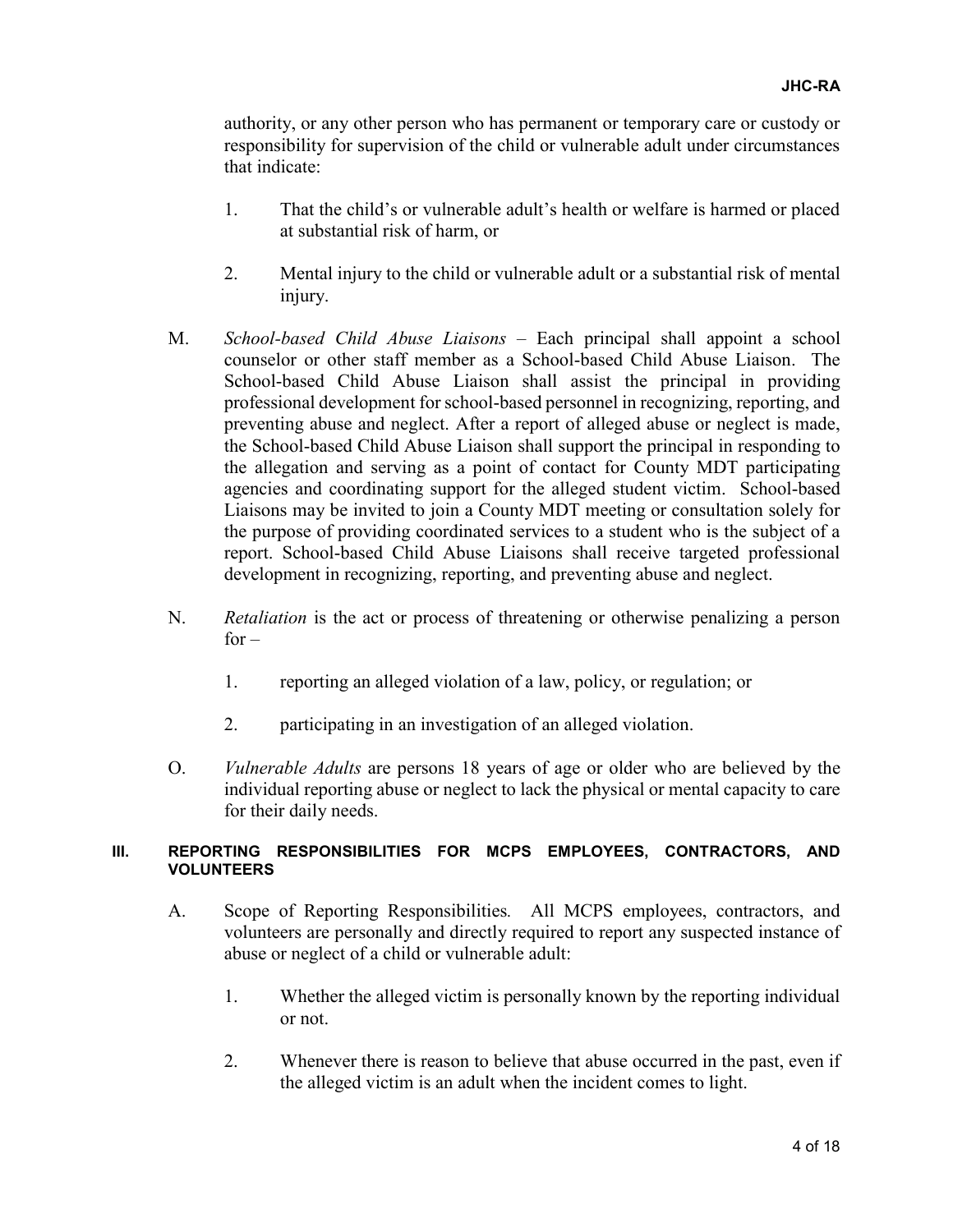authority, or any other person who has permanent or temporary care or custody or responsibility for supervision of the child or vulnerable adult under circumstances that indicate:

1. That the child's or vulnerable adult's health or welfare is harmed or placed at substantial risk of harm, or

2. Mental injury to the child or vulnerable adult or a substantial risk of mental injury.

M. *School-based Child Abuse Liaisons* – Each principal shall appoint a school counselor or other staff member as a School-based Child Abuse Liaison. The School-based Child Abuse Liaison shall assist the principal in providing professional development for school-based personnel in recognizing, reporting, and preventing abuse and neglect. After a report of alleged abuse or neglect is made, the School-based Child Abuse Liaison shall support the principal in responding to the allegation and serving as a point of contact for County MDT participating agencies and coordinating support for the alleged student victim. School-based Liaisons may be invited to join a County MDT meeting or consultation solely for the purpose of providing coordinated services to a student who is the subject of a report. School-based Child Abuse Liaisons shall receive targeted professional development in recognizing, reporting, and preventing abuse and neglect.

N. *Retaliation* is the act or process of threatening or otherwise penalizing a person for –

   1. reporting an alleged violation of a law, policy, or regulation; or

   2. participating in an investigation of an alleged violation.

O. *Vulnerable Adults* are persons 18 years of age or older who are believed by the individual reporting abuse or neglect to lack the physical or mental capacity to care for their daily needs.

## III. REPORTING RESPONSIBILITIES FOR MCPS EMPLOYEES, CONTRACTORS, AND VOLUNTEERS

A. Scope of Reporting Responsibilities*.* All MCPS employees, contractors, and volunteers are personally and directly required to report any suspected instance of abuse or neglect of a child or vulnerable adult:

   1. Whether the alleged victim is personally known by the reporting individual or not.

   2. Whenever there is reason to believe that abuse occurred in the past, even if the alleged victim is an adult when the incident comes to light.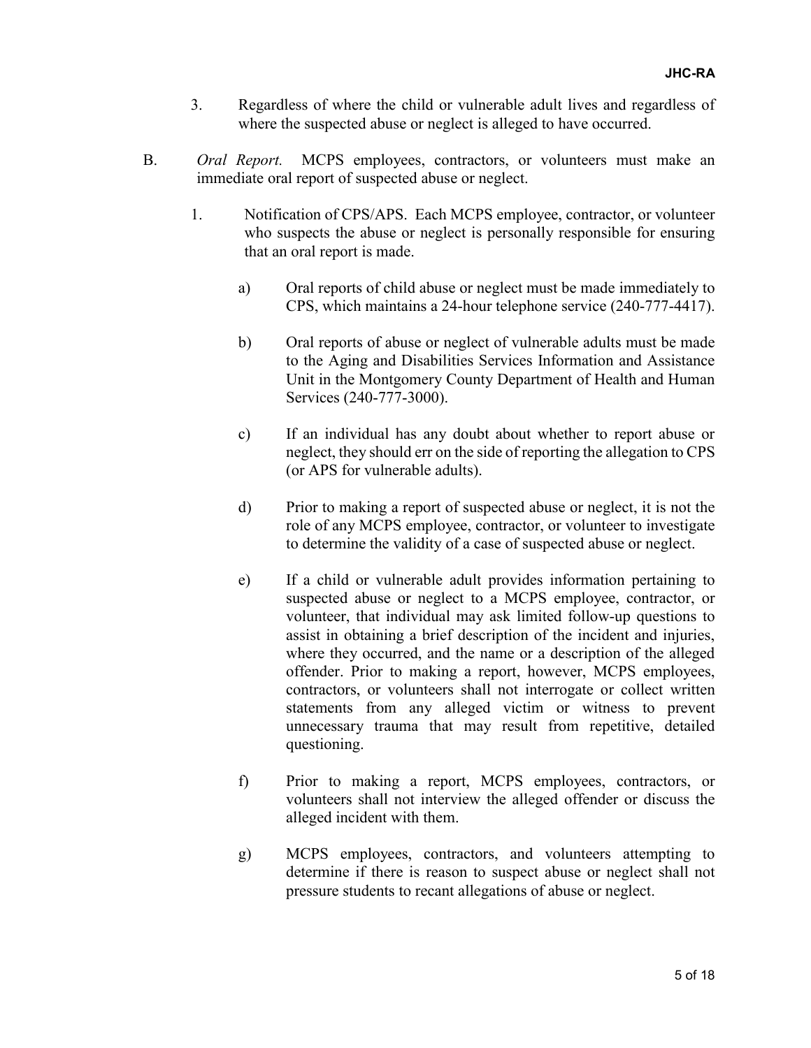3. Regardless of where the child or vulnerable adult lives and regardless of where the suspected abuse or neglect is alleged to have occurred.

B. *Oral Report.* MCPS employees, contractors, or volunteers must make an immediate oral report of suspected abuse or neglect.

   1. Notification of CPS/APS. Each MCPS employee, contractor, or volunteer who suspects the abuse or neglect is personally responsible for ensuring that an oral report is made.

      a) Oral reports of child abuse or neglect must be made immediately to CPS, which maintains a 24-hour telephone service (240-777-4417).

      b) Oral reports of abuse or neglect of vulnerable adults must be made to the Aging and Disabilities Services Information and Assistance Unit in the Montgomery County Department of Health and Human Services (240-777-3000).

      c) If an individual has any doubt about whether to report abuse or neglect, they should err on the side of reporting the allegation to CPS (or APS for vulnerable adults).

      d) Prior to making a report of suspected abuse or neglect, it is not the role of any MCPS employee, contractor, or volunteer to investigate to determine the validity of a case of suspected abuse or neglect.

      e) If a child or vulnerable adult provides information pertaining to suspected abuse or neglect to a MCPS employee, contractor, or volunteer, that individual may ask limited follow-up questions to assist in obtaining a brief description of the incident and injuries, where they occurred, and the name or a description of the alleged offender. Prior to making a report, however, MCPS employees, contractors, or volunteers shall not interrogate or collect written statements from any alleged victim or witness to prevent unnecessary trauma that may result from repetitive, detailed questioning.

      f) Prior to making a report, MCPS employees, contractors, or volunteers shall not interview the alleged offender or discuss the alleged incident with them.

      g) MCPS employees, contractors, and volunteers attempting to determine if there is reason to suspect abuse or neglect shall not pressure students to recant allegations of abuse or neglect.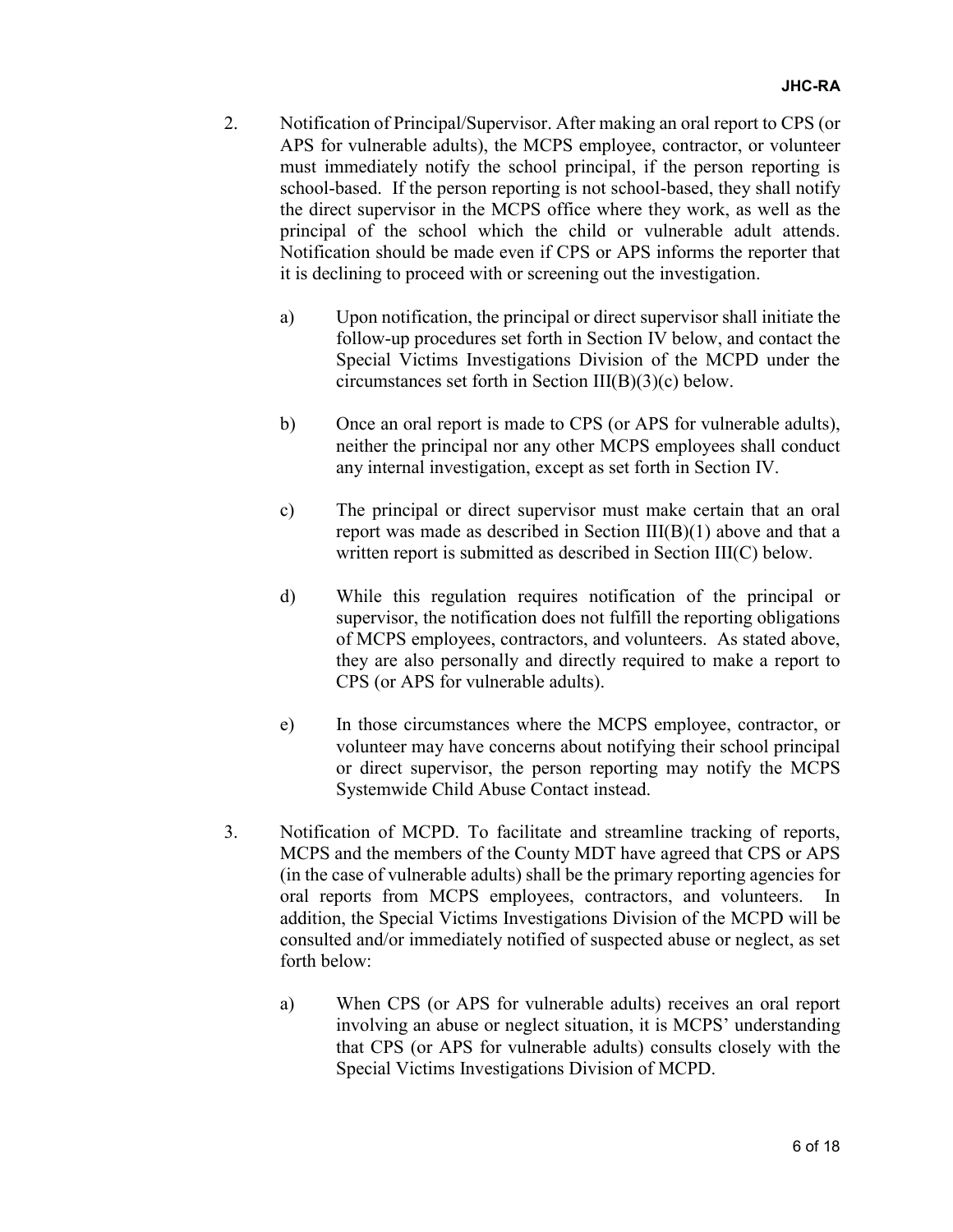2. Notification of Principal/Supervisor. After making an oral report to CPS (or APS for vulnerable adults), the MCPS employee, contractor, or volunteer must immediately notify the school principal, if the person reporting is school-based. If the person reporting is not school-based, they shall notify the direct supervisor in the MCPS office where they work, as well as the principal of the school which the child or vulnerable adult attends. Notification should be made even if CPS or APS informs the reporter that it is declining to proceed with or screening out the investigation.

   a) Upon notification, the principal or direct supervisor shall initiate the follow-up procedures set forth in Section IV below, and contact the Special Victims Investigations Division of the MCPD under the circumstances set forth in Section III(B)(3)(c) below.

   b) Once an oral report is made to CPS (or APS for vulnerable adults), neither the principal nor any other MCPS employees shall conduct any internal investigation, except as set forth in Section IV.

   c) The principal or direct supervisor must make certain that an oral report was made as described in Section III(B)(1) above and that a written report is submitted as described in Section III(C) below.

   d) While this regulation requires notification of the principal or supervisor, the notification does not fulfill the reporting obligations of MCPS employees, contractors, and volunteers. As stated above, they are also personally and directly required to make a report to CPS (or APS for vulnerable adults).

   e) In those circumstances where the MCPS employee, contractor, or volunteer may have concerns about notifying their school principal or direct supervisor, the person reporting may notify the MCPS Systemwide Child Abuse Contact instead.

3. Notification of MCPD. To facilitate and streamline tracking of reports, MCPS and the members of the County MDT have agreed that CPS or APS (in the case of vulnerable adults) shall be the primary reporting agencies for oral reports from MCPS employees, contractors, and volunteers. In addition, the Special Victims Investigations Division of the MCPD will be consulted and/or immediately notified of suspected abuse or neglect, as set forth below:

   a) When CPS (or APS for vulnerable adults) receives an oral report involving an abuse or neglect situation, it is MCPS' understanding that CPS (or APS for vulnerable adults) consults closely with the Special Victims Investigations Division of MCPD.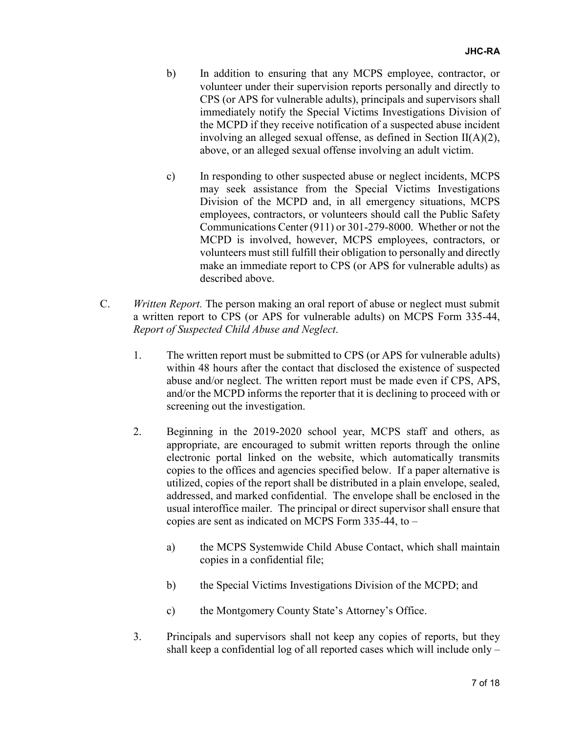b) In addition to ensuring that any MCPS employee, contractor, or volunteer under their supervision reports personally and directly to CPS (or APS for vulnerable adults), principals and supervisors shall immediately notify the Special Victims Investigations Division of the MCPD if they receive notification of a suspected abuse incident involving an alleged sexual offense, as defined in Section II(A)(2), above, or an alleged sexual offense involving an adult victim.

c) In responding to other suspected abuse or neglect incidents, MCPS may seek assistance from the Special Victims Investigations Division of the MCPD and, in all emergency situations, MCPS employees, contractors, or volunteers should call the Public Safety Communications Center (911) or 301-279-8000. Whether or not the MCPD is involved, however, MCPS employees, contractors, or volunteers must still fulfill their obligation to personally and directly make an immediate report to CPS (or APS for vulnerable adults) as described above.

C. *Written Report.* The person making an oral report of abuse or neglect must submit a written report to CPS (or APS for vulnerable adults) on MCPS Form 335-44, *Report of Suspected Child Abuse and Neglect*.

1. The written report must be submitted to CPS (or APS for vulnerable adults) within 48 hours after the contact that disclosed the existence of suspected abuse and/or neglect. The written report must be made even if CPS, APS, and/or the MCPD informs the reporter that it is declining to proceed with or screening out the investigation.

2. Beginning in the 2019-2020 school year, MCPS staff and others, as appropriate, are encouraged to submit written reports through the online electronic portal linked on the website, which automatically transmits copies to the offices and agencies specified below. If a paper alternative is utilized, copies of the report shall be distributed in a plain envelope, sealed, addressed, and marked confidential. The envelope shall be enclosed in the usual interoffice mailer. The principal or direct supervisor shall ensure that copies are sent as indicated on MCPS Form 335-44, to –

    a) the MCPS Systemwide Child Abuse Contact, which shall maintain copies in a confidential file;

    b) the Special Victims Investigations Division of the MCPD; and

    c) the Montgomery County State's Attorney's Office.

3. Principals and supervisors shall not keep any copies of reports, but they shall keep a confidential log of all reported cases which will include only –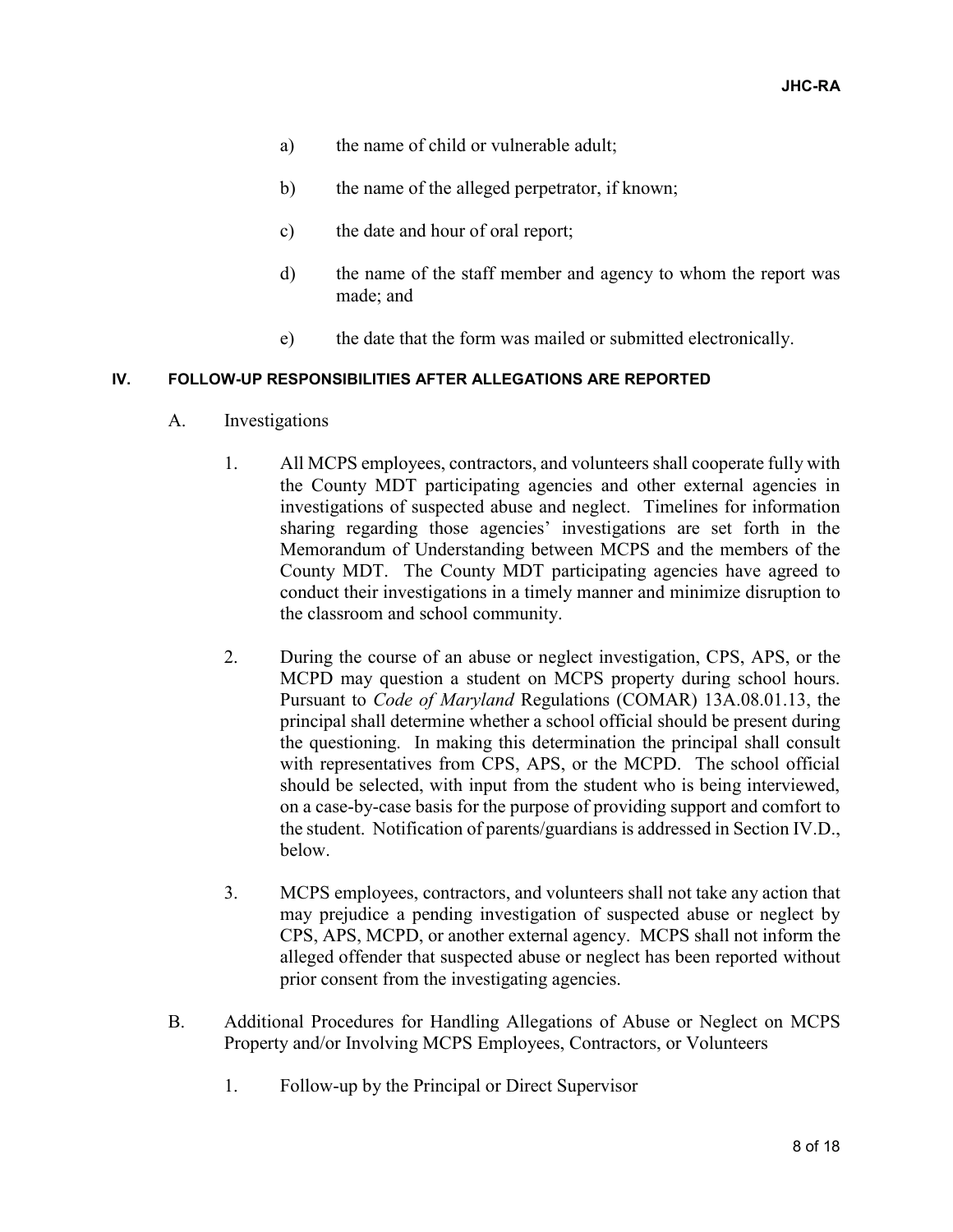a) the name of child or vulnerable adult;

b) the name of the alleged perpetrator, if known;

c) the date and hour of oral report;

d) the name of the staff member and agency to whom the report was made; and

e) the date that the form was mailed or submitted electronically.

## IV. FOLLOW-UP RESPONSIBILITIES AFTER ALLEGATIONS ARE REPORTED

A. Investigations

1. All MCPS employees, contractors, and volunteers shall cooperate fully with the County MDT participating agencies and other external agencies in investigations of suspected abuse and neglect. Timelines for information sharing regarding those agencies' investigations are set forth in the Memorandum of Understanding between MCPS and the members of the County MDT. The County MDT participating agencies have agreed to conduct their investigations in a timely manner and minimize disruption to the classroom and school community.

2. During the course of an abuse or neglect investigation, CPS, APS, or the MCPD may question a student on MCPS property during school hours. Pursuant to *Code of Maryland* Regulations (COMAR) 13A.08.01.13, the principal shall determine whether a school official should be present during the questioning. In making this determination the principal shall consult with representatives from CPS, APS, or the MCPD. The school official should be selected, with input from the student who is being interviewed, on a case-by-case basis for the purpose of providing support and comfort to the student. Notification of parents/guardians is addressed in Section IV.D., below.

3. MCPS employees, contractors, and volunteers shall not take any action that may prejudice a pending investigation of suspected abuse or neglect by CPS, APS, MCPD, or another external agency. MCPS shall not inform the alleged offender that suspected abuse or neglect has been reported without prior consent from the investigating agencies.

B. Additional Procedures for Handling Allegations of Abuse or Neglect on MCPS Property and/or Involving MCPS Employees, Contractors, or Volunteers

1. Follow-up by the Principal or Direct Supervisor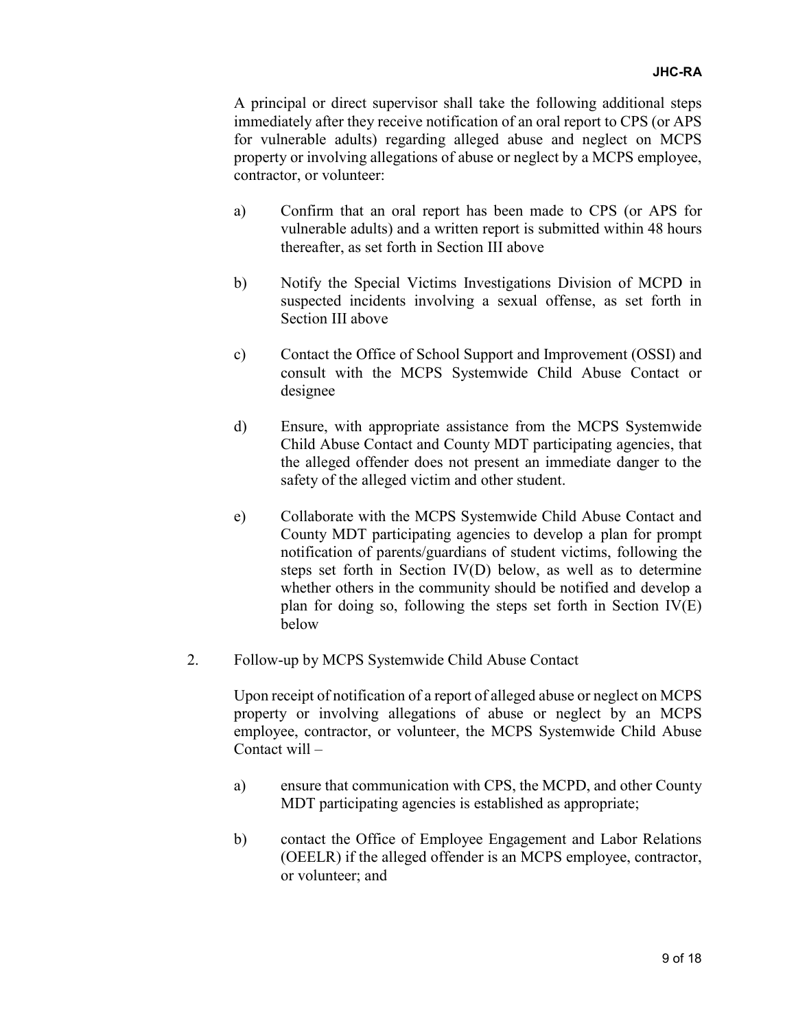A principal or direct supervisor shall take the following additional steps immediately after they receive notification of an oral report to CPS (or APS for vulnerable adults) regarding alleged abuse and neglect on MCPS property or involving allegations of abuse or neglect by a MCPS employee, contractor, or volunteer:

a) Confirm that an oral report has been made to CPS (or APS for vulnerable adults) and a written report is submitted within 48 hours thereafter, as set forth in Section III above

b) Notify the Special Victims Investigations Division of MCPD in suspected incidents involving a sexual offense, as set forth in Section III above

c) Contact the Office of School Support and Improvement (OSSI) and consult with the MCPS Systemwide Child Abuse Contact or designee

d) Ensure, with appropriate assistance from the MCPS Systemwide Child Abuse Contact and County MDT participating agencies, that the alleged offender does not present an immediate danger to the safety of the alleged victim and other student.

e) Collaborate with the MCPS Systemwide Child Abuse Contact and County MDT participating agencies to develop a plan for prompt notification of parents/guardians of student victims, following the steps set forth in Section IV(D) below, as well as to determine whether others in the community should be notified and develop a plan for doing so, following the steps set forth in Section IV(E) below

2. Follow-up by MCPS Systemwide Child Abuse Contact

Upon receipt of notification of a report of alleged abuse or neglect on MCPS property or involving allegations of abuse or neglect by an MCPS employee, contractor, or volunteer, the MCPS Systemwide Child Abuse Contact will –

a) ensure that communication with CPS, the MCPD, and other County MDT participating agencies is established as appropriate;

b) contact the Office of Employee Engagement and Labor Relations (OEELR) if the alleged offender is an MCPS employee, contractor, or volunteer; and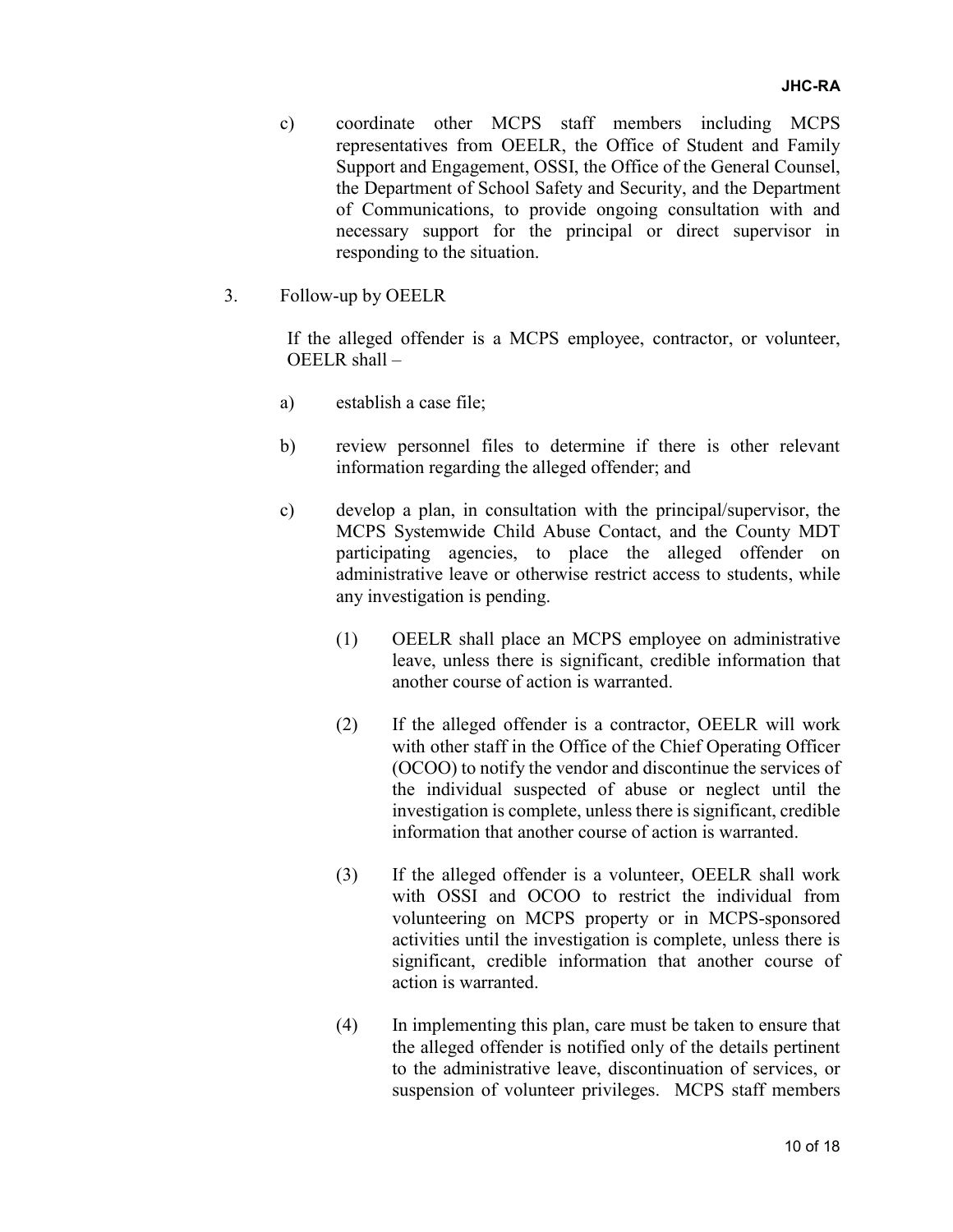c) coordinate other MCPS staff members including MCPS representatives from OEELR, the Office of Student and Family Support and Engagement, OSSI, the Office of the General Counsel, the Department of School Safety and Security, and the Department of Communications, to provide ongoing consultation with and necessary support for the principal or direct supervisor in responding to the situation.

3. Follow-up by OEELR

   If the alleged offender is a MCPS employee, contractor, or volunteer, OEELR shall –

   a) establish a case file;

   b) review personnel files to determine if there is other relevant information regarding the alleged offender; and

   c) develop a plan, in consultation with the principal/supervisor, the MCPS Systemwide Child Abuse Contact, and the County MDT participating agencies, to place the alleged offender on administrative leave or otherwise restrict access to students, while any investigation is pending.

      (1) OEELR shall place an MCPS employee on administrative leave, unless there is significant, credible information that another course of action is warranted.

      (2) If the alleged offender is a contractor, OEELR will work with other staff in the Office of the Chief Operating Officer (OCOO) to notify the vendor and discontinue the services of the individual suspected of abuse or neglect until the investigation is complete, unless there is significant, credible information that another course of action is warranted.

      (3) If the alleged offender is a volunteer, OEELR shall work with OSSI and OCOO to restrict the individual from volunteering on MCPS property or in MCPS-sponsored activities until the investigation is complete, unless there is significant, credible information that another course of action is warranted.

      (4) In implementing this plan, care must be taken to ensure that the alleged offender is notified only of the details pertinent to the administrative leave, discontinuation of services, or suspension of volunteer privileges. MCPS staff members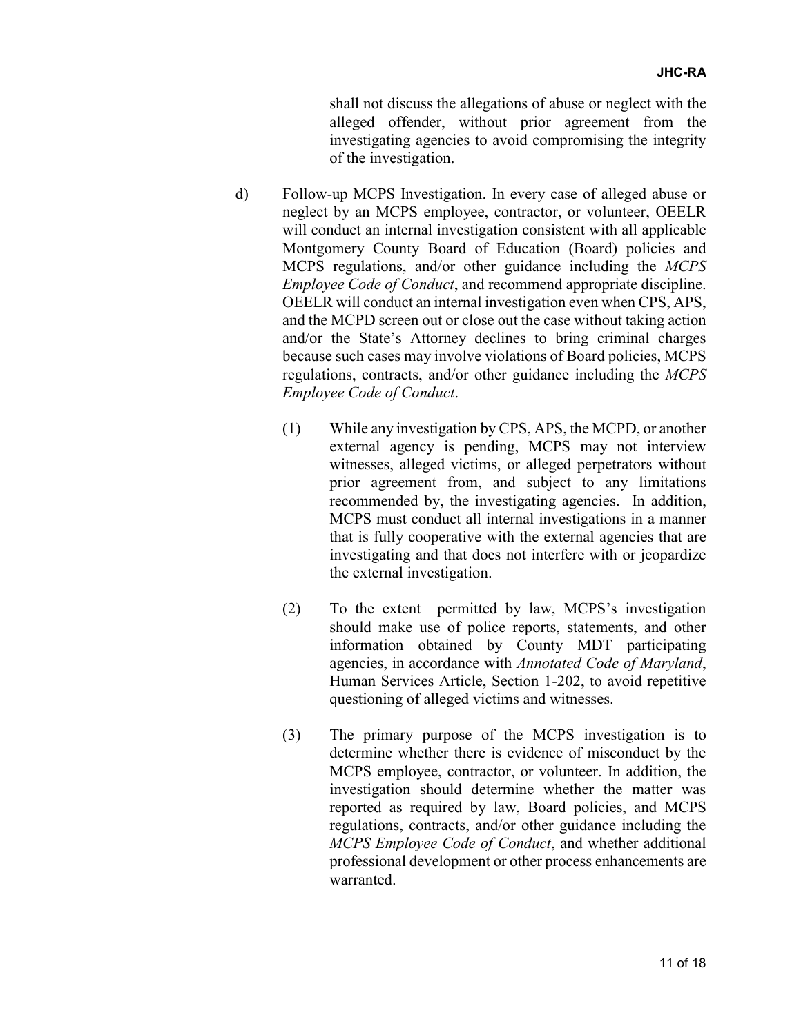shall not discuss the allegations of abuse or neglect with the alleged offender, without prior agreement from the investigating agencies to avoid compromising the integrity of the investigation.

d) Follow-up MCPS Investigation. In every case of alleged abuse or neglect by an MCPS employee, contractor, or volunteer, OEELR will conduct an internal investigation consistent with all applicable Montgomery County Board of Education (Board) policies and MCPS regulations, and/or other guidance including the *MCPS Employee Code of Conduct*, and recommend appropriate discipline. OEELR will conduct an internal investigation even when CPS, APS, and the MCPD screen out or close out the case without taking action and/or the State's Attorney declines to bring criminal charges because such cases may involve violations of Board policies, MCPS regulations, contracts, and/or other guidance including the *MCPS Employee Code of Conduct*.

(1) While any investigation by CPS, APS, the MCPD, or another external agency is pending, MCPS may not interview witnesses, alleged victims, or alleged perpetrators without prior agreement from, and subject to any limitations recommended by, the investigating agencies. In addition, MCPS must conduct all internal investigations in a manner that is fully cooperative with the external agencies that are investigating and that does not interfere with or jeopardize the external investigation.

(2) To the extent permitted by law, MCPS's investigation should make use of police reports, statements, and other information obtained by County MDT participating agencies, in accordance with *Annotated Code of Maryland*, Human Services Article, Section 1-202, to avoid repetitive questioning of alleged victims and witnesses.

(3) The primary purpose of the MCPS investigation is to determine whether there is evidence of misconduct by the MCPS employee, contractor, or volunteer. In addition, the investigation should determine whether the matter was reported as required by law, Board policies, and MCPS regulations, contracts, and/or other guidance including the *MCPS Employee Code of Conduct*, and whether additional professional development or other process enhancements are warranted.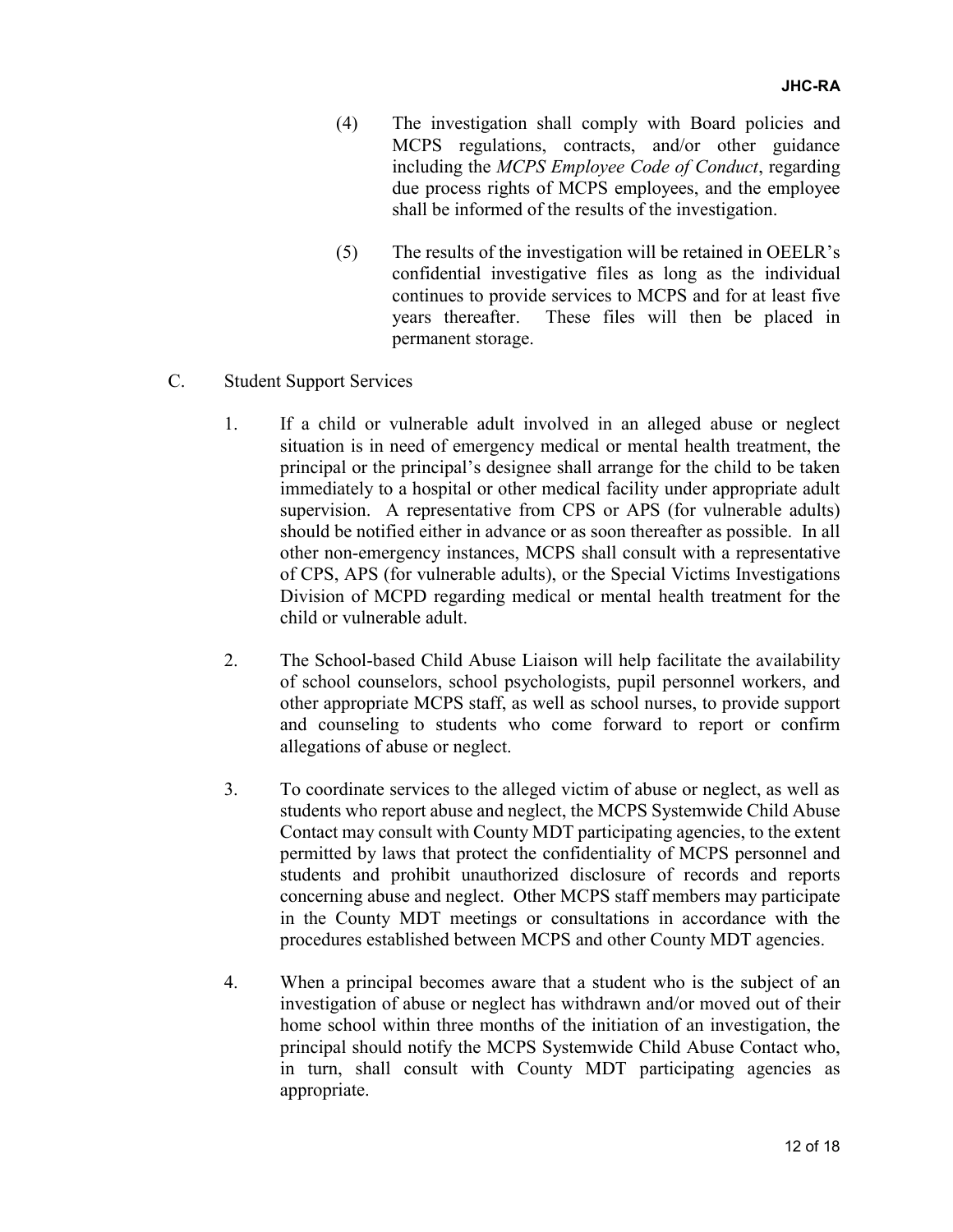(4) The investigation shall comply with Board policies and MCPS regulations, contracts, and/or other guidance including the *MCPS Employee Code of Conduct*, regarding due process rights of MCPS employees, and the employee shall be informed of the results of the investigation.

(5) The results of the investigation will be retained in OEELR's confidential investigative files as long as the individual continues to provide services to MCPS and for at least five years thereafter. These files will then be placed in permanent storage.

C. Student Support Services

1. If a child or vulnerable adult involved in an alleged abuse or neglect situation is in need of emergency medical or mental health treatment, the principal or the principal's designee shall arrange for the child to be taken immediately to a hospital or other medical facility under appropriate adult supervision. A representative from CPS or APS (for vulnerable adults) should be notified either in advance or as soon thereafter as possible. In all other non-emergency instances, MCPS shall consult with a representative of CPS, APS (for vulnerable adults), or the Special Victims Investigations Division of MCPD regarding medical or mental health treatment for the child or vulnerable adult.

2. The School-based Child Abuse Liaison will help facilitate the availability of school counselors, school psychologists, pupil personnel workers, and other appropriate MCPS staff, as well as school nurses, to provide support and counseling to students who come forward to report or confirm allegations of abuse or neglect.

3. To coordinate services to the alleged victim of abuse or neglect, as well as students who report abuse and neglect, the MCPS Systemwide Child Abuse Contact may consult with County MDT participating agencies, to the extent permitted by laws that protect the confidentiality of MCPS personnel and students and prohibit unauthorized disclosure of records and reports concerning abuse and neglect. Other MCPS staff members may participate in the County MDT meetings or consultations in accordance with the procedures established between MCPS and other County MDT agencies.

4. When a principal becomes aware that a student who is the subject of an investigation of abuse or neglect has withdrawn and/or moved out of their home school within three months of the initiation of an investigation, the principal should notify the MCPS Systemwide Child Abuse Contact who, in turn, shall consult with County MDT participating agencies as appropriate.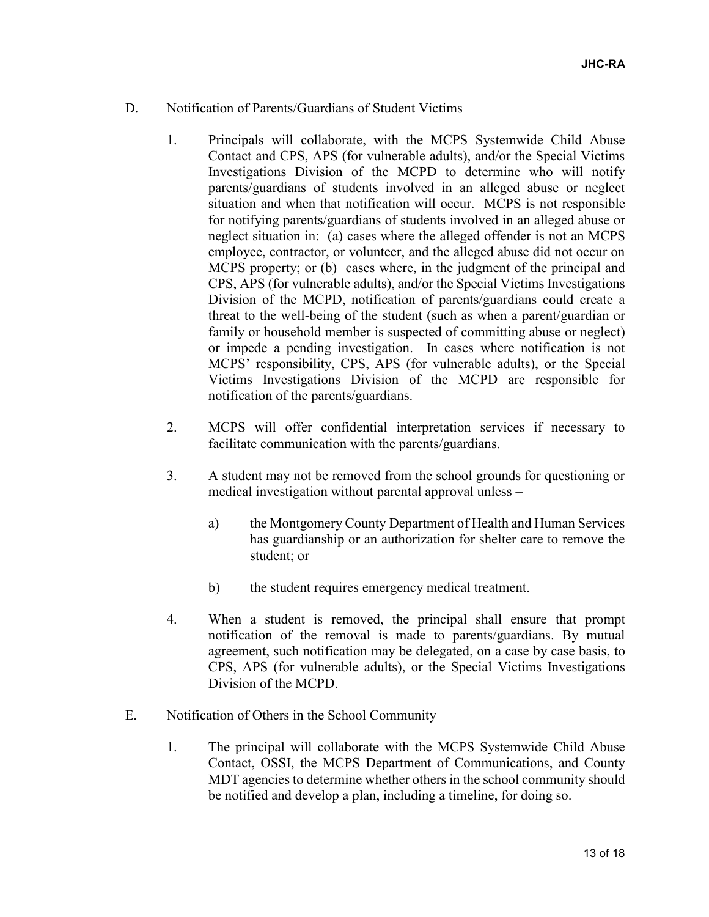D. Notification of Parents/Guardians of Student Victims

1. Principals will collaborate, with the MCPS Systemwide Child Abuse Contact and CPS, APS (for vulnerable adults), and/or the Special Victims Investigations Division of the MCPD to determine who will notify parents/guardians of students involved in an alleged abuse or neglect situation and when that notification will occur. MCPS is not responsible for notifying parents/guardians of students involved in an alleged abuse or neglect situation in: (a) cases where the alleged offender is not an MCPS employee, contractor, or volunteer, and the alleged abuse did not occur on MCPS property; or (b) cases where, in the judgment of the principal and CPS, APS (for vulnerable adults), and/or the Special Victims Investigations Division of the MCPD, notification of parents/guardians could create a threat to the well-being of the student (such as when a parent/guardian or family or household member is suspected of committing abuse or neglect) or impede a pending investigation. In cases where notification is not MCPS' responsibility, CPS, APS (for vulnerable adults), or the Special Victims Investigations Division of the MCPD are responsible for notification of the parents/guardians.

2. MCPS will offer confidential interpretation services if necessary to facilitate communication with the parents/guardians.

3. A student may not be removed from the school grounds for questioning or medical investigation without parental approval unless –

   a) the Montgomery County Department of Health and Human Services has guardianship or an authorization for shelter care to remove the student; or

   b) the student requires emergency medical treatment.

4. When a student is removed, the principal shall ensure that prompt notification of the removal is made to parents/guardians. By mutual agreement, such notification may be delegated, on a case by case basis, to CPS, APS (for vulnerable adults), or the Special Victims Investigations Division of the MCPD.

E. Notification of Others in the School Community

1. The principal will collaborate with the MCPS Systemwide Child Abuse Contact, OSSI, the MCPS Department of Communications, and County MDT agencies to determine whether others in the school community should be notified and develop a plan, including a timeline, for doing so.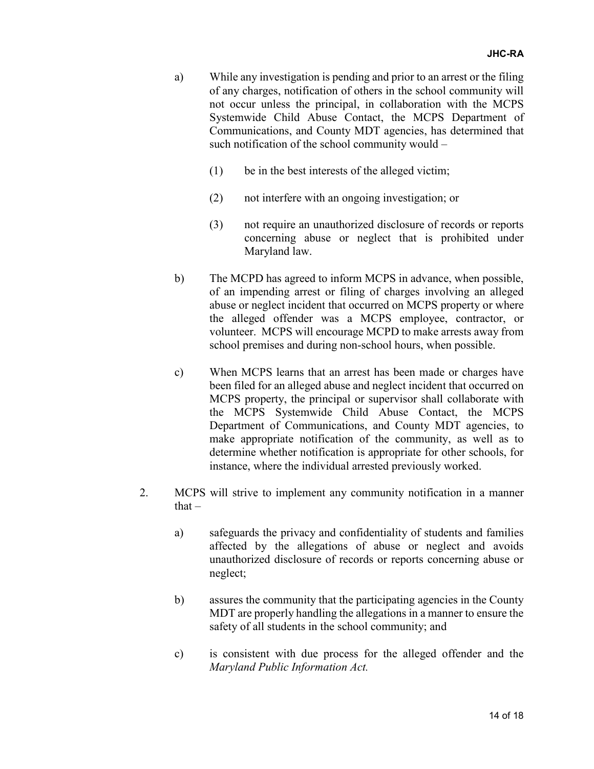a) While any investigation is pending and prior to an arrest or the filing of any charges, notification of others in the school community will not occur unless the principal, in collaboration with the MCPS Systemwide Child Abuse Contact, the MCPS Department of Communications, and County MDT agencies, has determined that such notification of the school community would –

   (1) be in the best interests of the alleged victim;

   (2) not interfere with an ongoing investigation; or

   (3) not require an unauthorized disclosure of records or reports concerning abuse or neglect that is prohibited under Maryland law.

b) The MCPD has agreed to inform MCPS in advance, when possible, of an impending arrest or filing of charges involving an alleged abuse or neglect incident that occurred on MCPS property or where the alleged offender was a MCPS employee, contractor, or volunteer. MCPS will encourage MCPD to make arrests away from school premises and during non-school hours, when possible.

c) When MCPS learns that an arrest has been made or charges have been filed for an alleged abuse and neglect incident that occurred on MCPS property, the principal or supervisor shall collaborate with the MCPS Systemwide Child Abuse Contact, the MCPS Department of Communications, and County MDT agencies, to make appropriate notification of the community, as well as to determine whether notification is appropriate for other schools, for instance, where the individual arrested previously worked.

2. MCPS will strive to implement any community notification in a manner that –

   a) safeguards the privacy and confidentiality of students and families affected by the allegations of abuse or neglect and avoids unauthorized disclosure of records or reports concerning abuse or neglect;

   b) assures the community that the participating agencies in the County MDT are properly handling the allegations in a manner to ensure the safety of all students in the school community; and

   c) is consistent with due process for the alleged offender and the *Maryland Public Information Act.*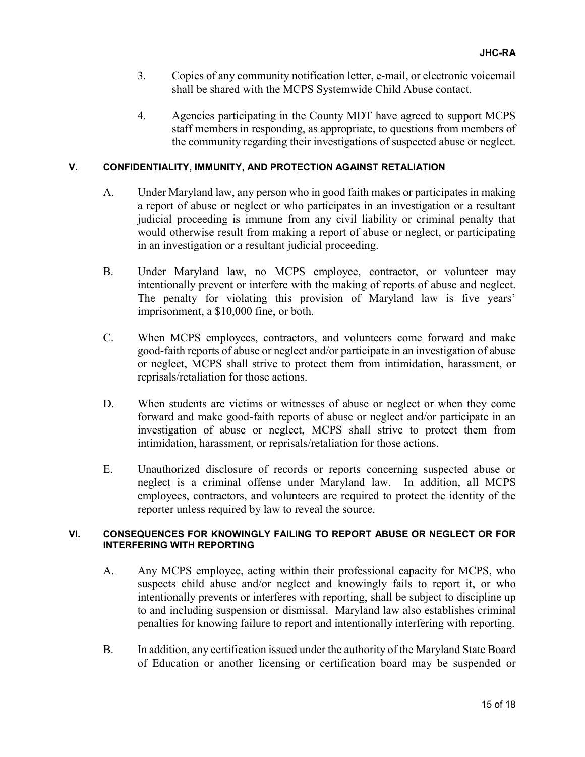3. Copies of any community notification letter, e-mail, or electronic voicemail shall be shared with the MCPS Systemwide Child Abuse contact.

4. Agencies participating in the County MDT have agreed to support MCPS staff members in responding, as appropriate, to questions from members of the community regarding their investigations of suspected abuse or neglect.

## V. CONFIDENTIALITY, IMMUNITY, AND PROTECTION AGAINST RETALIATION

A. Under Maryland law, any person who in good faith makes or participates in making a report of abuse or neglect or who participates in an investigation or a resultant judicial proceeding is immune from any civil liability or criminal penalty that would otherwise result from making a report of abuse or neglect, or participating in an investigation or a resultant judicial proceeding.

B. Under Maryland law, no MCPS employee, contractor, or volunteer may intentionally prevent or interfere with the making of reports of abuse and neglect. The penalty for violating this provision of Maryland law is five years' imprisonment, a $10,000 fine, or both.

C. When MCPS employees, contractors, and volunteers come forward and make good-faith reports of abuse or neglect and/or participate in an investigation of abuse or neglect, MCPS shall strive to protect them from intimidation, harassment, or reprisals/retaliation for those actions.

D. When students are victims or witnesses of abuse or neglect or when they come forward and make good-faith reports of abuse or neglect and/or participate in an investigation of abuse or neglect, MCPS shall strive to protect them from intimidation, harassment, or reprisals/retaliation for those actions.

E. Unauthorized disclosure of records or reports concerning suspected abuse or neglect is a criminal offense under Maryland law. In addition, all MCPS employees, contractors, and volunteers are required to protect the identity of the reporter unless required by law to reveal the source.

## VI. CONSEQUENCES FOR KNOWINGLY FAILING TO REPORT ABUSE OR NEGLECT OR FOR INTERFERING WITH REPORTING

A. Any MCPS employee, acting within their professional capacity for MCPS, who suspects child abuse and/or neglect and knowingly fails to report it, or who intentionally prevents or interferes with reporting, shall be subject to discipline up to and including suspension or dismissal. Maryland law also establishes criminal penalties for knowing failure to report and intentionally interfering with reporting.

B. In addition, any certification issued under the authority of the Maryland State Board of Education or another licensing or certification board may be suspended or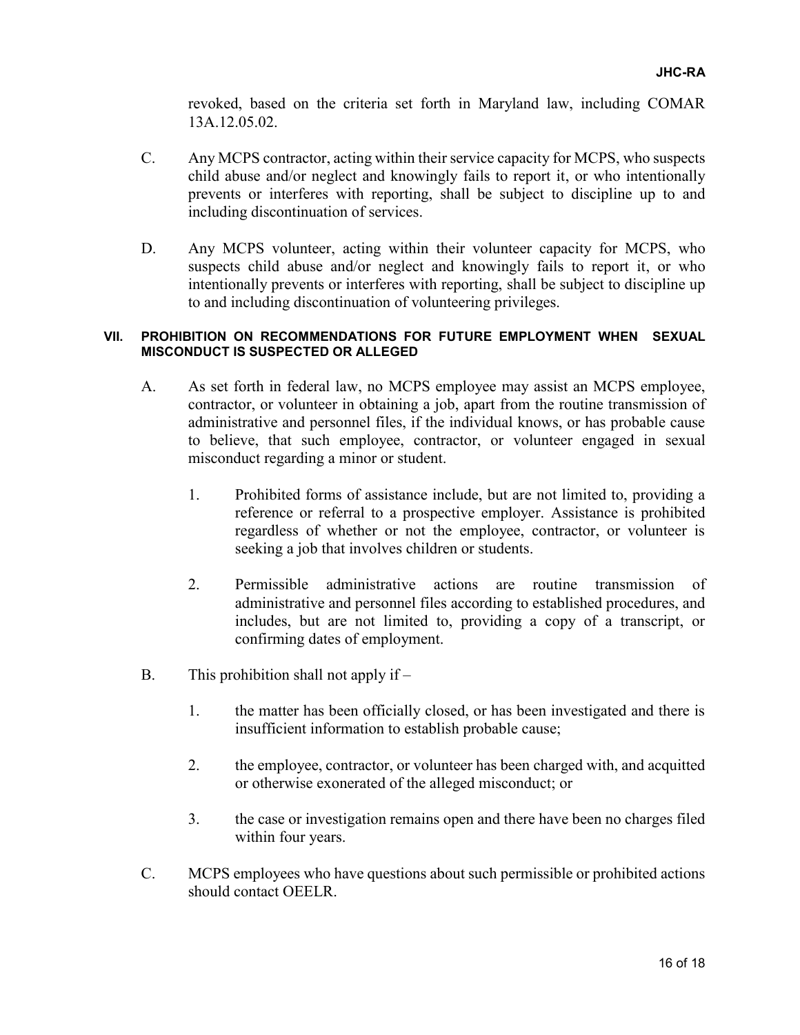revoked, based on the criteria set forth in Maryland law, including COMAR 13A.12.05.02.

C. Any MCPS contractor, acting within their service capacity for MCPS, who suspects child abuse and/or neglect and knowingly fails to report it, or who intentionally prevents or interferes with reporting, shall be subject to discipline up to and including discontinuation of services.

D. Any MCPS volunteer, acting within their volunteer capacity for MCPS, who suspects child abuse and/or neglect and knowingly fails to report it, or who intentionally prevents or interferes with reporting, shall be subject to discipline up to and including discontinuation of volunteering privileges.

## VII. PROHIBITION ON RECOMMENDATIONS FOR FUTURE EMPLOYMENT WHEN SEXUAL MISCONDUCT IS SUSPECTED OR ALLEGED

A. As set forth in federal law, no MCPS employee may assist an MCPS employee, contractor, or volunteer in obtaining a job, apart from the routine transmission of administrative and personnel files, if the individual knows, or has probable cause to believe, that such employee, contractor, or volunteer engaged in sexual misconduct regarding a minor or student.

1. Prohibited forms of assistance include, but are not limited to, providing a reference or referral to a prospective employer. Assistance is prohibited regardless of whether or not the employee, contractor, or volunteer is seeking a job that involves children or students.

2. Permissible administrative actions are routine transmission of administrative and personnel files according to established procedures, and includes, but are not limited to, providing a copy of a transcript, or confirming dates of employment.

B. This prohibition shall not apply if –

1. the matter has been officially closed, or has been investigated and there is insufficient information to establish probable cause;

2. the employee, contractor, or volunteer has been charged with, and acquitted or otherwise exonerated of the alleged misconduct; or

3. the case or investigation remains open and there have been no charges filed within four years.

C. MCPS employees who have questions about such permissible or prohibited actions should contact OEELR.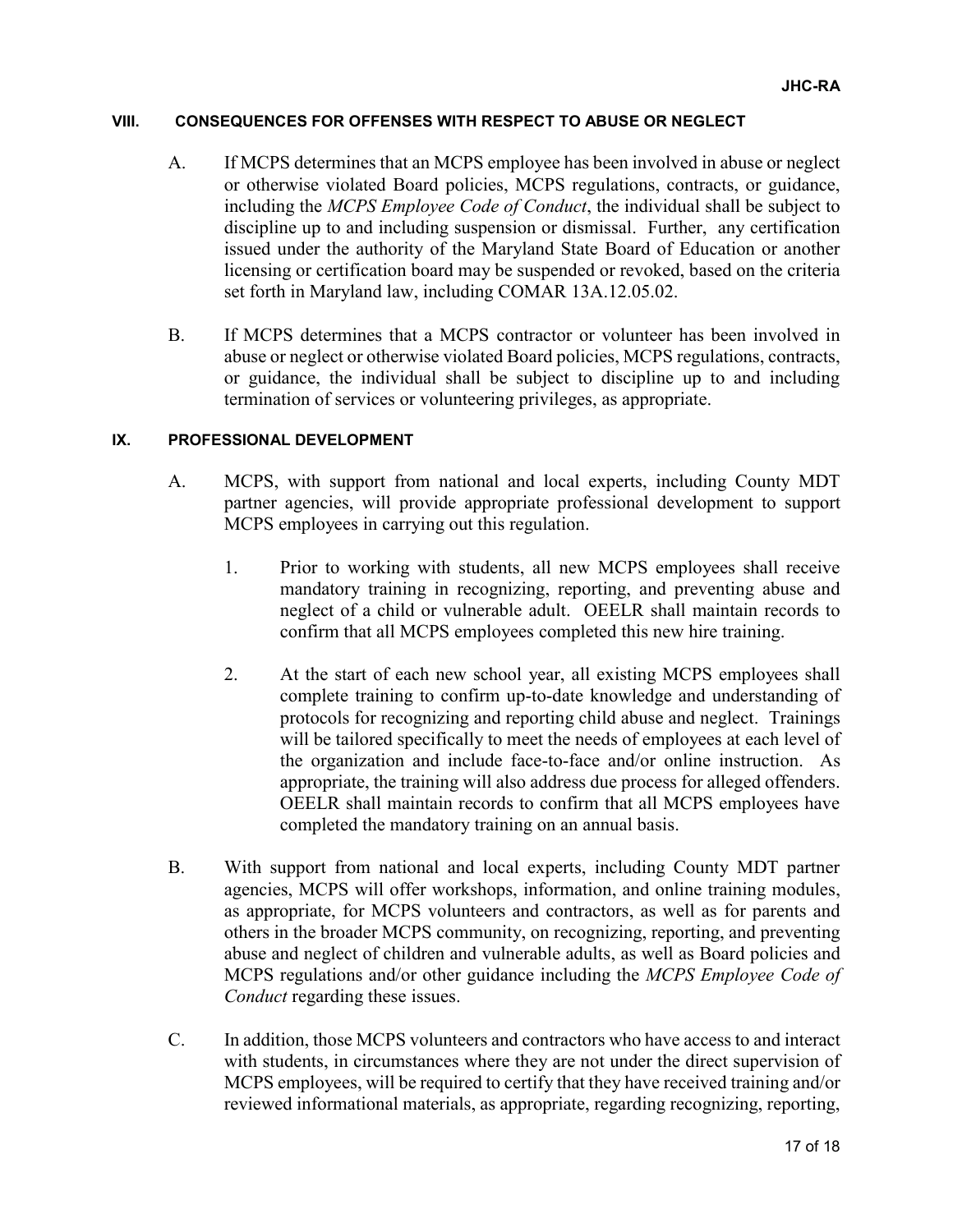## VIII. CONSEQUENCES FOR OFFENSES WITH RESPECT TO ABUSE OR NEGLECT

A. If MCPS determines that an MCPS employee has been involved in abuse or neglect or otherwise violated Board policies, MCPS regulations, contracts, or guidance, including the *MCPS Employee Code of Conduct*, the individual shall be subject to discipline up to and including suspension or dismissal. Further, any certification issued under the authority of the Maryland State Board of Education or another licensing or certification board may be suspended or revoked, based on the criteria set forth in Maryland law, including COMAR 13A.12.05.02.

B. If MCPS determines that a MCPS contractor or volunteer has been involved in abuse or neglect or otherwise violated Board policies, MCPS regulations, contracts, or guidance, the individual shall be subject to discipline up to and including termination of services or volunteering privileges, as appropriate.

## IX. PROFESSIONAL DEVELOPMENT

A. MCPS, with support from national and local experts, including County MDT partner agencies, will provide appropriate professional development to support MCPS employees in carrying out this regulation.

   1. Prior to working with students, all new MCPS employees shall receive mandatory training in recognizing, reporting, and preventing abuse and neglect of a child or vulnerable adult. OEELR shall maintain records to confirm that all MCPS employees completed this new hire training.

   2. At the start of each new school year, all existing MCPS employees shall complete training to confirm up-to-date knowledge and understanding of protocols for recognizing and reporting child abuse and neglect. Trainings will be tailored specifically to meet the needs of employees at each level of the organization and include face-to-face and/or online instruction. As appropriate, the training will also address due process for alleged offenders. OEELR shall maintain records to confirm that all MCPS employees have completed the mandatory training on an annual basis.

B. With support from national and local experts, including County MDT partner agencies, MCPS will offer workshops, information, and online training modules, as appropriate, for MCPS volunteers and contractors, as well as for parents and others in the broader MCPS community, on recognizing, reporting, and preventing abuse and neglect of children and vulnerable adults, as well as Board policies and MCPS regulations and/or other guidance including the *MCPS Employee Code of Conduct* regarding these issues.

C. In addition, those MCPS volunteers and contractors who have access to and interact with students, in circumstances where they are not under the direct supervision of MCPS employees, will be required to certify that they have received training and/or reviewed informational materials, as appropriate, regarding recognizing, reporting,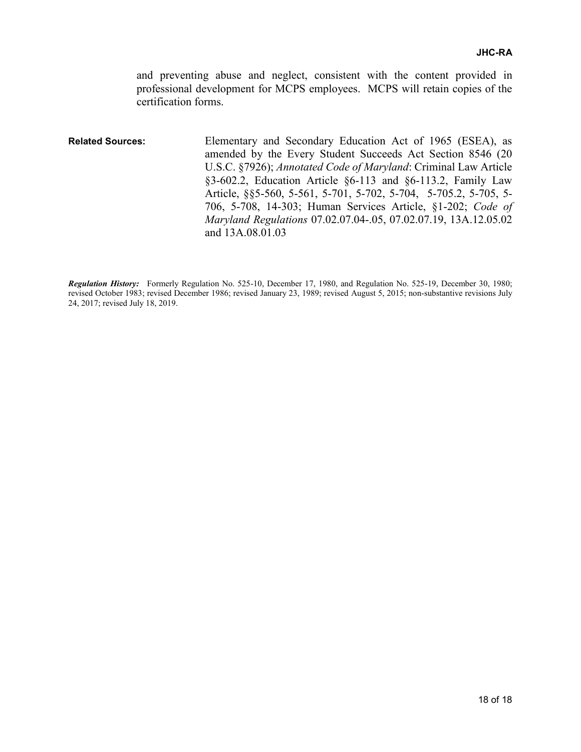and preventing abuse and neglect, consistent with the content provided in professional development for MCPS employees. MCPS will retain copies of the certification forms.

**Related Sources:** Elementary and Secondary Education Act of 1965 (ESEA), as amended by the Every Student Succeeds Act Section 8546 (20 U.S.C. §7926); *Annotated Code of Maryland*: Criminal Law Article §3-602.2, Education Article §6-113 and §6-113.2, Family Law Article, §§5-560, 5-561, 5-701, 5-702, 5-704, 5-705.2, 5-705, 5-706, 5-708, 14-303; Human Services Article, §1-202; *Code of Maryland Regulations* 07.02.07.04-.05, 07.02.07.19, 13A.12.05.02 and 13A.08.01.03

***Regulation History:*** Formerly Regulation No. 525-10, December 17, 1980, and Regulation No. 525-19, December 30, 1980; revised October 1983; revised December 1986; revised January 23, 1989; revised August 5, 2015; non-substantive revisions July 24, 2017; revised July 18, 2019.